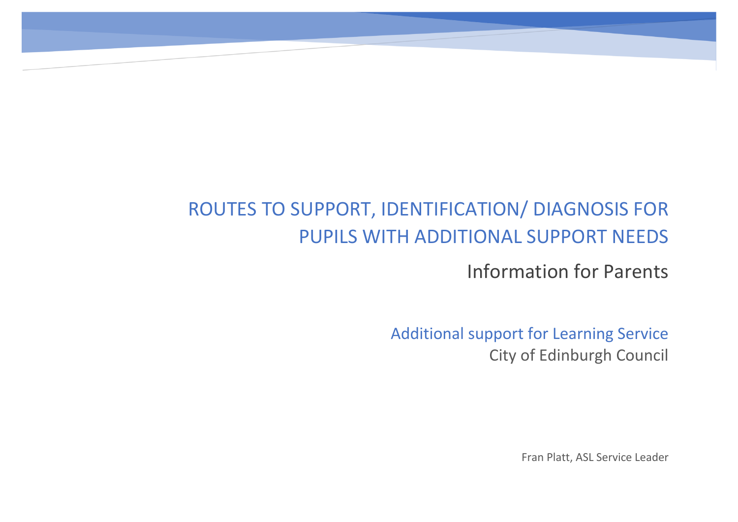# ROUTES TO SUPPORT, IDENTIFICATION/ DIAGNOSIS FOR PUPILS WITH ADDITIONAL SUPPORT NEEDS

## Information for Parents

Additional support for Learning Service

City of Edinburgh Council

Fran Platt, ASL Service Leader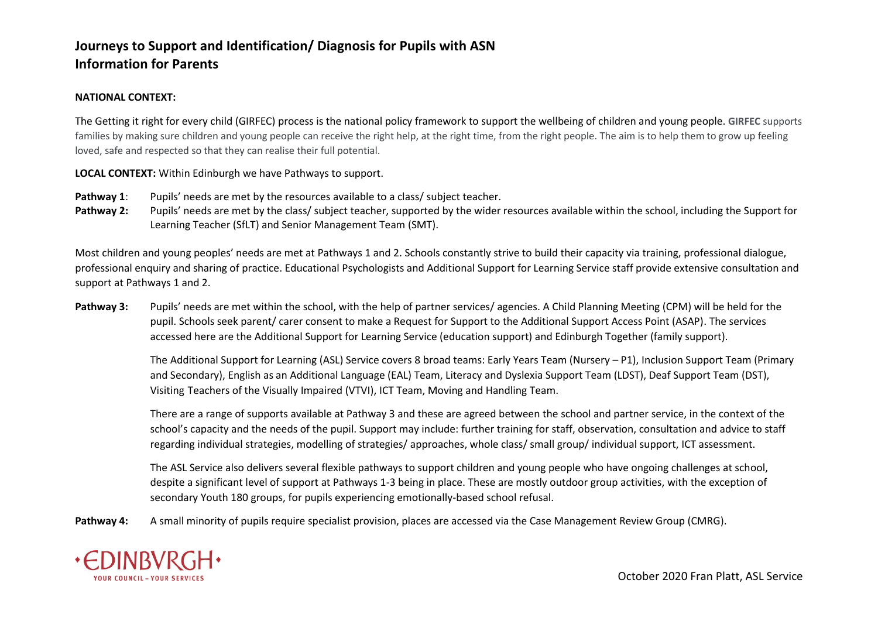# Journeys to Support and Identification/ Diagnosis for Pupils with ASN
# Information for Parents

**NATIONAL CONTEXT:**

The Getting it right for every child (GIRFEC) process is the national policy framework to support the wellbeing of children and young people. **GIRFEC** supports families by making sure children and young people can receive the right help, at the right time, from the right people. The aim is to help them to grow up feeling loved, safe and respected so that they can realise their full potential.

**LOCAL CONTEXT:** Within Edinburgh we have Pathways to support.

**Pathway 1**: Pupils' needs are met by the resources available to a class/ subject teacher.

**Pathway 2:** Pupils' needs are met by the class/ subject teacher, supported by the wider resources available within the school, including the Support for Learning Teacher (SfLT) and Senior Management Team (SMT).

Most children and young peoples' needs are met at Pathways 1 and 2. Schools constantly strive to build their capacity via training, professional dialogue, professional enquiry and sharing of practice. Educational Psychologists and Additional Support for Learning Service staff provide extensive consultation and support at Pathways 1 and 2.

**Pathway 3:** Pupils' needs are met within the school, with the help of partner services/ agencies. A Child Planning Meeting (CPM) will be held for the pupil. Schools seek parent/ carer consent to make a Request for Support to the Additional Support Access Point (ASAP). The services accessed here are the Additional Support for Learning Service (education support) and Edinburgh Together (family support).

The Additional Support for Learning (ASL) Service covers 8 broad teams: Early Years Team (Nursery – P1), Inclusion Support Team (Primary and Secondary), English as an Additional Language (EAL) Team, Literacy and Dyslexia Support Team (LDST), Deaf Support Team (DST), Visiting Teachers of the Visually Impaired (VTVI), ICT Team, Moving and Handling Team.

There are a range of supports available at Pathway 3 and these are agreed between the school and partner service, in the context of the school's capacity and the needs of the pupil. Support may include: further training for staff, observation, consultation and advice to staff regarding individual strategies, modelling of strategies/ approaches, whole class/ small group/ individual support, ICT assessment.

The ASL Service also delivers several flexible pathways to support children and young people who have ongoing challenges at school, despite a significant level of support at Pathways 1-3 being in place. These are mostly outdoor group activities, with the exception of secondary Youth 180 groups, for pupils experiencing emotionally-based school refusal.

**Pathway 4:** A small minority of pupils require specialist provision, places are accessed via the Case Management Review Group (CMRG).

October 2020 Fran Platt, ASL Service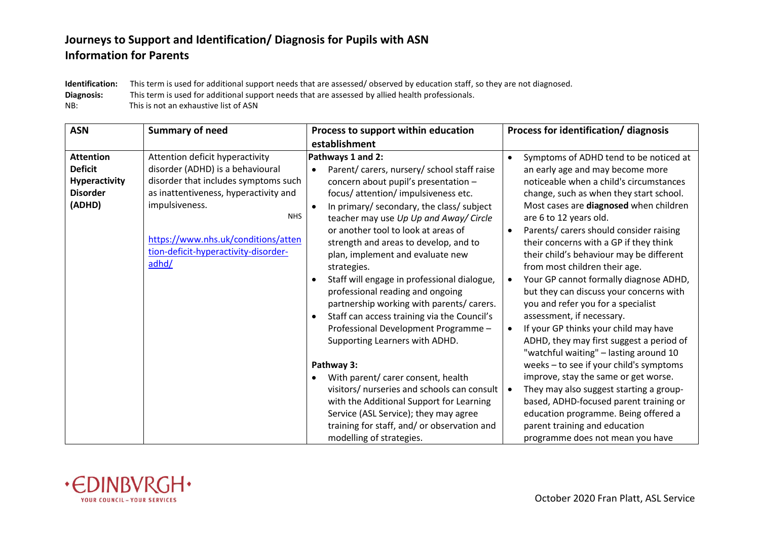# Journeys to Support and Identification/ Diagnosis for Pupils with ASN
# Information for Parents

**Identification:** This term is used for additional support needs that are assessed/ observed by education staff, so they are not diagnosed.
**Diagnosis:** This term is used for additional support needs that are assessed by allied health professionals.
NB: This is not an exhaustive list of ASN

| ASN | Summary of need | Process to support within education establishment | Process for identification/ diagnosis |
|---|---|---|---|
| **Attention Deficit Hyperactivity Disorder (ADHD)** | Attention deficit hyperactivity disorder (ADHD) is a behavioural disorder that includes symptoms such as inattentiveness, hyperactivity and impulsiveness. NHS <br><br> https://www.nhs.uk/conditions/attention-deficit-hyperactivity-disorder-adhd/ | **Pathways 1 and 2:** <br>• Parent/ carers, nursery/ school staff raise concern about pupil's presentation – focus/ attention/ impulsiveness etc. <br>• In primary/ secondary, the class/ subject teacher may use *Up Up and Away/ Circle* or another tool to look at areas of strength and areas to develop, and to plan, implement and evaluate new strategies. <br>• Staff will engage in professional dialogue, professional reading and ongoing partnership working with parents/ carers. <br>• Staff can access training via the Council's Professional Development Programme – Supporting Learners with ADHD. <br><br> **Pathway 3:** <br>• With parent/ carer consent, health visitors/ nurseries and schools can consult with the Additional Support for Learning Service (ASL Service); they may agree training for staff, and/ or observation and modelling of strategies. | • Symptoms of ADHD tend to be noticed at an early age and may become more noticeable when a child's circumstances change, such as when they start school. Most cases are **diagnosed** when children are 6 to 12 years old. <br>• Parents/ carers should consider raising their concerns with a GP if they think their child's behaviour may be different from most children their age. <br>• Your GP cannot formally diagnose ADHD, but they can discuss your concerns with you and refer you for a specialist assessment, if necessary. <br>• If your GP thinks your child may have ADHD, they may first suggest a period of "watchful waiting" – lasting around 10 weeks – to see if your child's symptoms improve, stay the same or get worse. <br>• They may also suggest starting a group-based, ADHD-focused parent training or education programme. Being offered a parent training and education programme does not mean you have |

October 2020 Fran Platt, ASL Service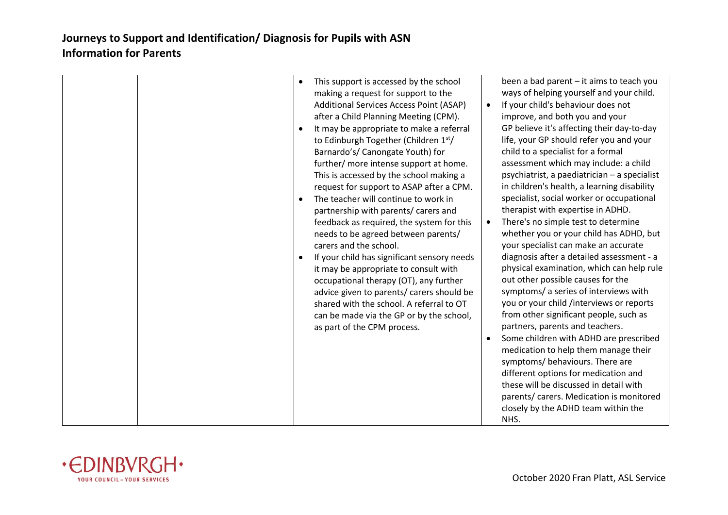| | | <ul><li>This support is accessed by the school making a request for support to the Additional Services Access Point (ASAP) after a Child Planning Meeting (CPM).</li><li>It may be appropriate to make a referral to Edinburgh Together (Children 1st/ Barnardo's/ Canongate Youth) for further/ more intense support at home. This is accessed by the school making a request for support to ASAP after a CPM.</li><li>The teacher will continue to work in partnership with parents/ carers and feedback as required, the system for this needs to be agreed between parents/ carers and the school.</li><li>If your child has significant sensory needs it may be appropriate to consult with occupational therapy (OT), any further advice given to parents/ carers should be shared with the school. A referral to OT can be made via the GP or by the school, as part of the CPM process.</li></ul> | been a bad parent – it aims to teach you ways of helping yourself and your child.<ul><li>If your child's behaviour does not improve, and both you and your GP believe it's affecting their day-to-day life, your GP should refer you and your child to a specialist for a formal assessment which may include: a child psychiatrist, a paediatrician – a specialist in children's health, a learning disability specialist, social worker or occupational therapist with expertise in ADHD.</li><li>There's no simple test to determine whether you or your child has ADHD, but your specialist can make an accurate diagnosis after a detailed assessment - a physical examination, which can help rule out other possible causes for the symptoms/ a series of interviews with you or your child /interviews or reports from other significant people, such as partners, parents and teachers.</li><li>Some children with ADHD are prescribed medication to help them manage their symptoms/ behaviours. There are different options for medication and these will be discussed in detail with parents/ carers. Medication is monitored closely by the ADHD team within the NHS.</li></ul> |
|---|---|---|---|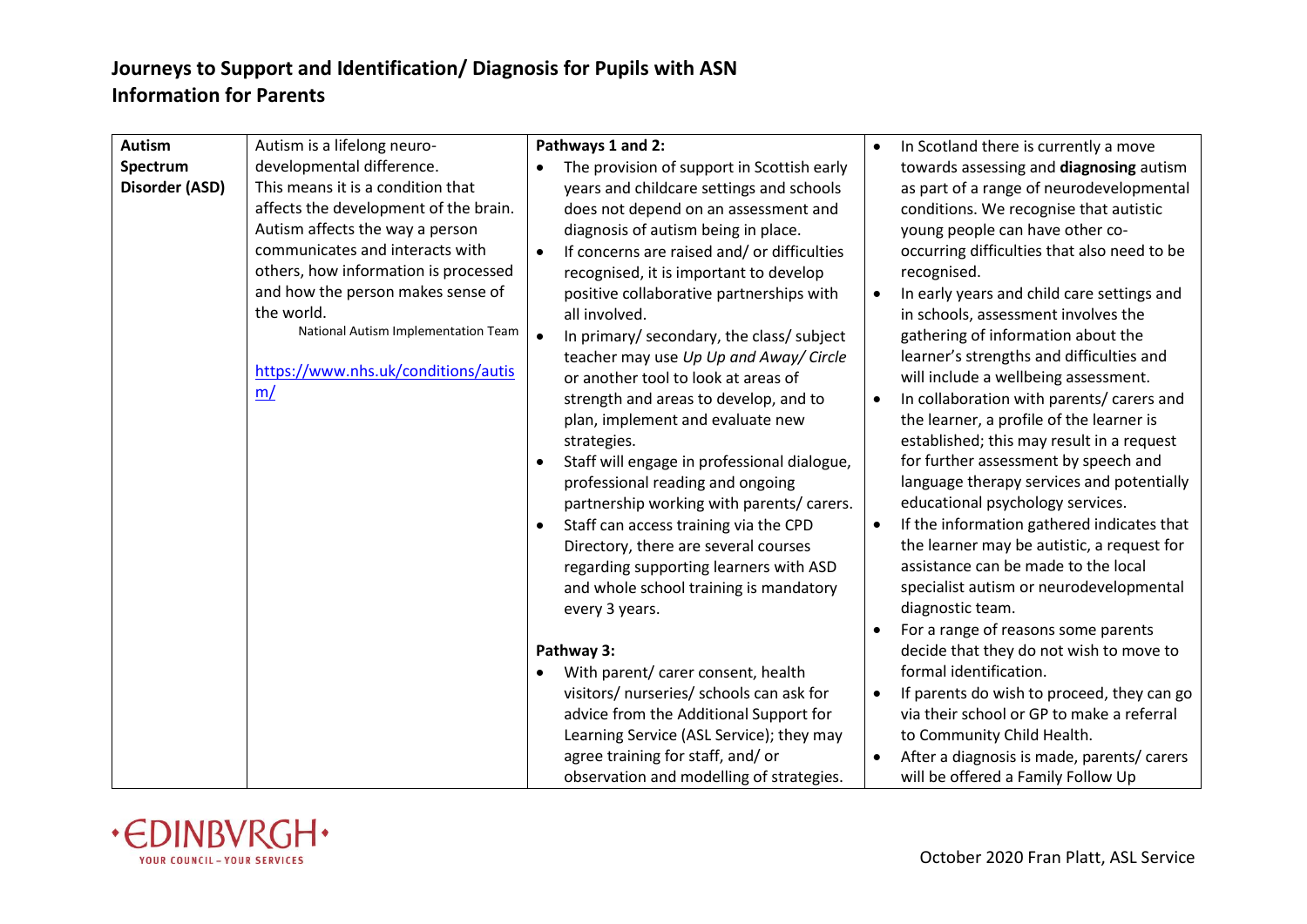# Journeys to Support and Identification/ Diagnosis for Pupils with ASN
## Information for Parents

| | | | |
|---|---|---|---|
| **Autism Spectrum Disorder (ASD)** | Autism is a lifelong neuro-developmental difference.<br>This means it is a condition that affects the development of the brain. Autism affects the way a person communicates and interacts with others, how information is processed and how the person makes sense of the world.<br>National Autism Implementation Team<br><br>https://www.nhs.uk/conditions/autism/ | **Pathways 1 and 2:**<br>• The provision of support in Scottish early years and childcare settings and schools does not depend on an assessment and diagnosis of autism being in place.<br>• If concerns are raised and/ or difficulties recognised, it is important to develop positive collaborative partnerships with all involved.<br>• In primary/ secondary, the class/ subject teacher may use *Up Up and Away/ Circle* or another tool to look at areas of strength and areas to develop, and to plan, implement and evaluate new strategies.<br>• Staff will engage in professional dialogue, professional reading and ongoing partnership working with parents/ carers.<br>• Staff can access training via the CPD Directory, there are several courses regarding supporting learners with ASD and whole school training is mandatory every 3 years.<br><br>**Pathway 3:**<br>• With parent/ carer consent, health visitors/ nurseries/ schools can ask for advice from the Additional Support for Learning Service (ASL Service); they may agree training for staff, and/ or observation and modelling of strategies. | • In Scotland there is currently a move towards assessing and **diagnosing** autism as part of a range of neurodevelopmental conditions. We recognise that autistic young people can have other co-occurring difficulties that also need to be recognised.<br>• In early years and child care settings and in schools, assessment involves the gathering of information about the learner's strengths and difficulties and will include a wellbeing assessment.<br>• In collaboration with parents/ carers and the learner, a profile of the learner is established; this may result in a request for further assessment by speech and language therapy services and potentially educational psychology services.<br>• If the information gathered indicates that the learner may be autistic, a request for assistance can be made to the local specialist autism or neurodevelopmental diagnostic team.<br>• For a range of reasons some parents decide that they do not wish to move to formal identification.<br>• If parents do wish to proceed, they can go via their school or GP to make a referral to Community Child Health.<br>• After a diagnosis is made, parents/ carers will be offered a Family Follow Up |

October 2020 Fran Platt, ASL Service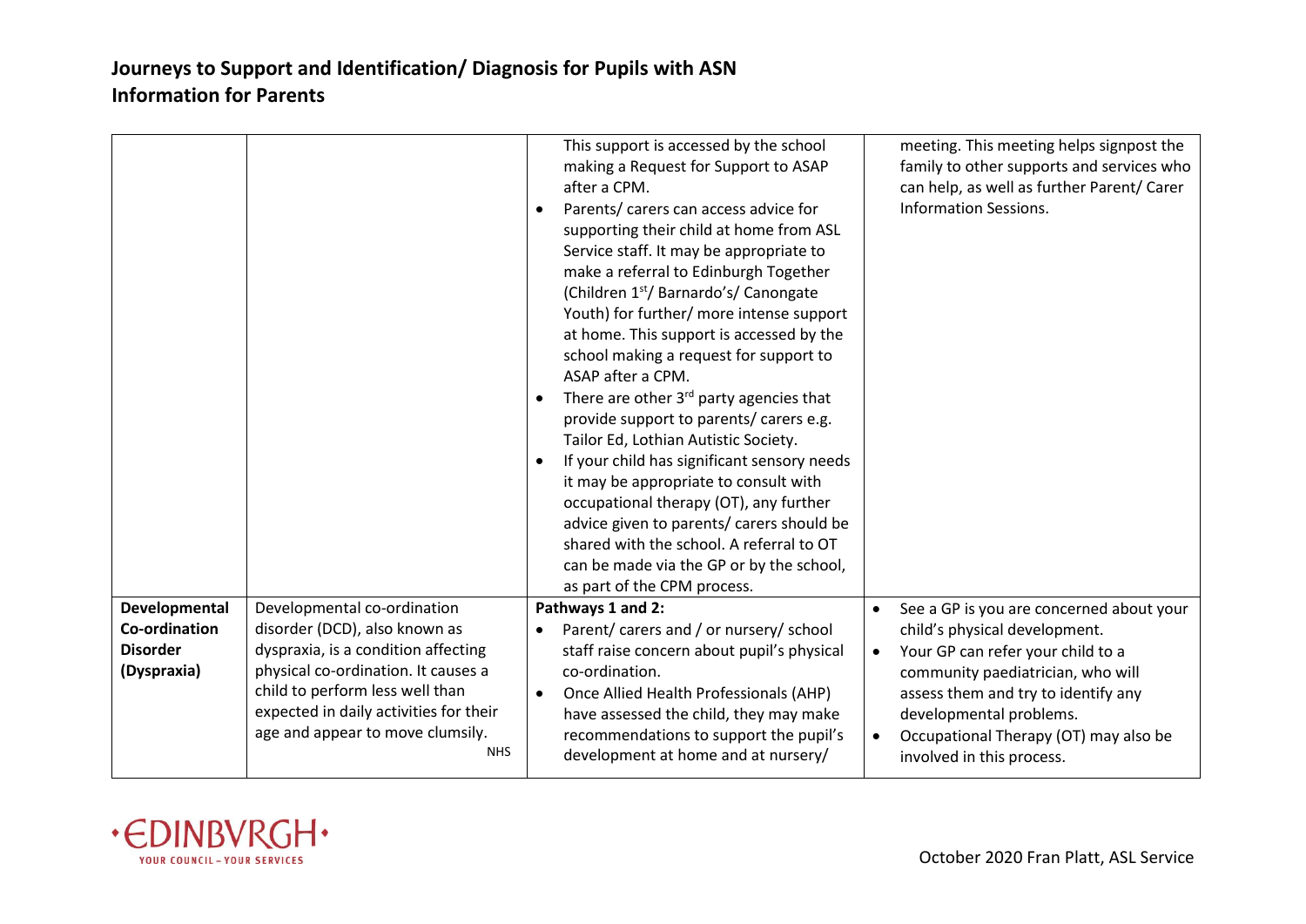| | | | |
|---|---|---|---|
| | | This support is accessed by the school making a Request for Support to ASAP after a CPM.<br>• Parents/ carers can access advice for supporting their child at home from ASL Service staff. It may be appropriate to make a referral to Edinburgh Together (Children 1st/ Barnardo's/ Canongate Youth) for further/ more intense support at home. This support is accessed by the school making a request for support to ASAP after a CPM.<br>• There are other 3rd party agencies that provide support to parents/ carers e.g. Tailor Ed, Lothian Autistic Society.<br>• If your child has significant sensory needs it may be appropriate to consult with occupational therapy (OT), any further advice given to parents/ carers should be shared with the school. A referral to OT can be made via the GP or by the school, as part of the CPM process. | meeting. This meeting helps signpost the family to other supports and services who can help, as well as further Parent/ Carer Information Sessions. |
| **Developmental Co-ordination Disorder (Dyspraxia)** | Developmental co-ordination disorder (DCD), also known as dyspraxia, is a condition affecting physical co-ordination. It causes a child to perform less well than expected in daily activities for their age and appear to move clumsily.<br>NHS | **Pathways 1 and 2:**<br>• Parent/ carers and / or nursery/ school staff raise concern about pupil's physical co-ordination.<br>• Once Allied Health Professionals (AHP) have assessed the child, they may make recommendations to support the pupil's development at home and at nursery/ | • See a GP is you are concerned about your child's physical development.<br>• Your GP can refer your child to a community paediatrician, who will assess them and try to identify any developmental problems.<br>• Occupational Therapy (OT) may also be involved in this process. |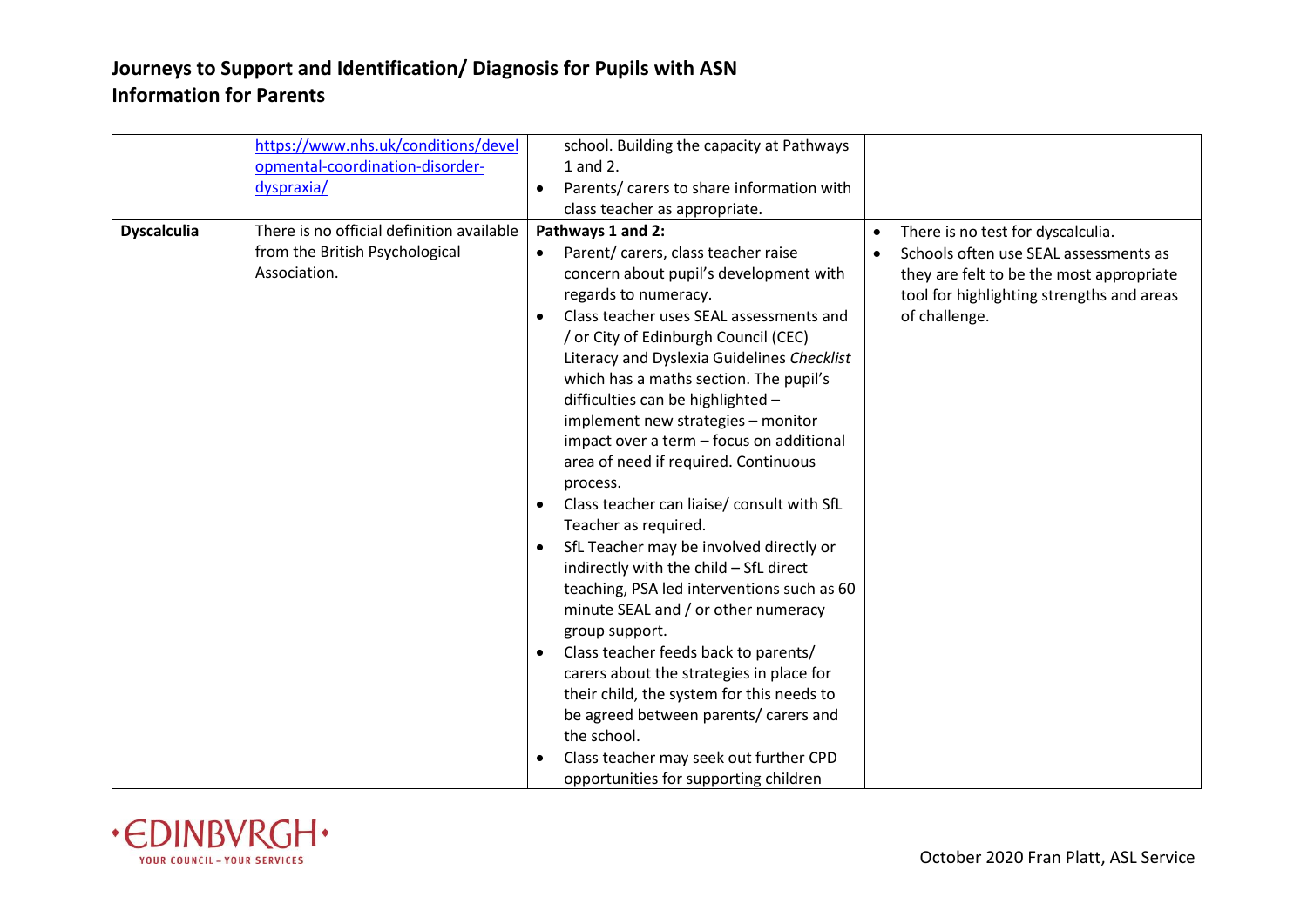| | | | |
|---|---|---|---|
| | https://www.nhs.uk/conditions/developmental-coordination-disorder-dyspraxia/ | school. Building the capacity at Pathways 1 and 2.<br>• Parents/ carers to share information with class teacher as appropriate. | |
| **Dyscalculia** | There is no official definition available from the British Psychological Association. | **Pathways 1 and 2:**<br>• Parent/ carers, class teacher raise concern about pupil's development with regards to numeracy.<br>• Class teacher uses SEAL assessments and / or City of Edinburgh Council (CEC) Literacy and Dyslexia Guidelines *Checklist* which has a maths section. The pupil's difficulties can be highlighted – implement new strategies – monitor impact over a term – focus on additional area of need if required. Continuous process.<br>• Class teacher can liaise/ consult with SfL Teacher as required.<br>• SfL Teacher may be involved directly or indirectly with the child – SfL direct teaching, PSA led interventions such as 60 minute SEAL and / or other numeracy group support.<br>• Class teacher feeds back to parents/ carers about the strategies in place for their child, the system for this needs to be agreed between parents/ carers and the school.<br>• Class teacher may seek out further CPD opportunities for supporting children | • There is no test for dyscalculia.<br>• Schools often use SEAL assessments as they are felt to be the most appropriate tool for highlighting strengths and areas of challenge. |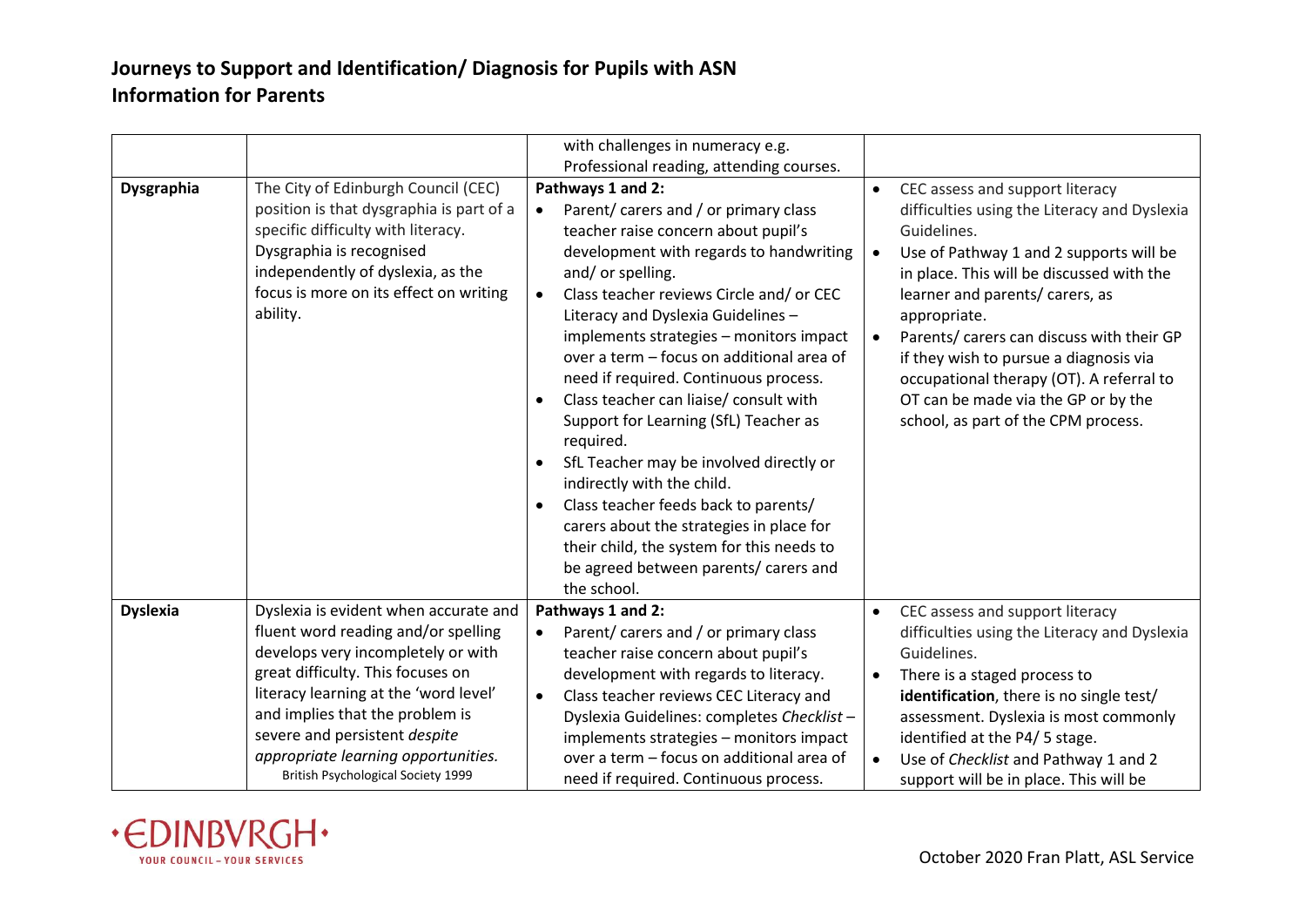# Journeys to Support and Identification/ Diagnosis for Pupils with ASN
# Information for Parents

| | | | |
|---|---|---|---|
| | | with challenges in numeracy e.g. Professional reading, attending courses. | |
| **Dysgraphia** | The City of Edinburgh Council (CEC) position is that dysgraphia is part of a specific difficulty with literacy. Dysgraphia is recognised independently of dyslexia, as the focus is more on its effect on writing ability. | **Pathways 1 and 2:**<br>• Parent/ carers and / or primary class teacher raise concern about pupil's development with regards to handwriting and/ or spelling.<br>• Class teacher reviews Circle and/ or CEC Literacy and Dyslexia Guidelines – implements strategies – monitors impact over a term – focus on additional area of need if required. Continuous process.<br>• Class teacher can liaise/ consult with Support for Learning (SfL) Teacher as required.<br>• SfL Teacher may be involved directly or indirectly with the child.<br>• Class teacher feeds back to parents/ carers about the strategies in place for their child, the system for this needs to be agreed between parents/ carers and the school. | • CEC assess and support literacy difficulties using the Literacy and Dyslexia Guidelines.<br>• Use of Pathway 1 and 2 supports will be in place. This will be discussed with the learner and parents/ carers, as appropriate.<br>• Parents/ carers can discuss with their GP if they wish to pursue a diagnosis via occupational therapy (OT). A referral to OT can be made via the GP or by the school, as part of the CPM process. |
| **Dyslexia** | Dyslexia is evident when accurate and fluent word reading and/or spelling develops very incompletely or with great difficulty. This focuses on literacy learning at the 'word level' and implies that the problem is severe and persistent *despite appropriate learning opportunities.*<br>British Psychological Society 1999 | **Pathways 1 and 2:**<br>• Parent/ carers and / or primary class teacher raise concern about pupil's development with regards to literacy.<br>• Class teacher reviews CEC Literacy and Dyslexia Guidelines: completes *Checklist* – implements strategies – monitors impact over a term – focus on additional area of need if required. Continuous process. | • CEC assess and support literacy difficulties using the Literacy and Dyslexia Guidelines.<br>• There is a staged process to **identification**, there is no single test/ assessment. Dyslexia is most commonly identified at the P4/ 5 stage.<br>• Use of *Checklist* and Pathway 1 and 2 support will be in place. This will be |

October 2020 Fran Platt, ASL Service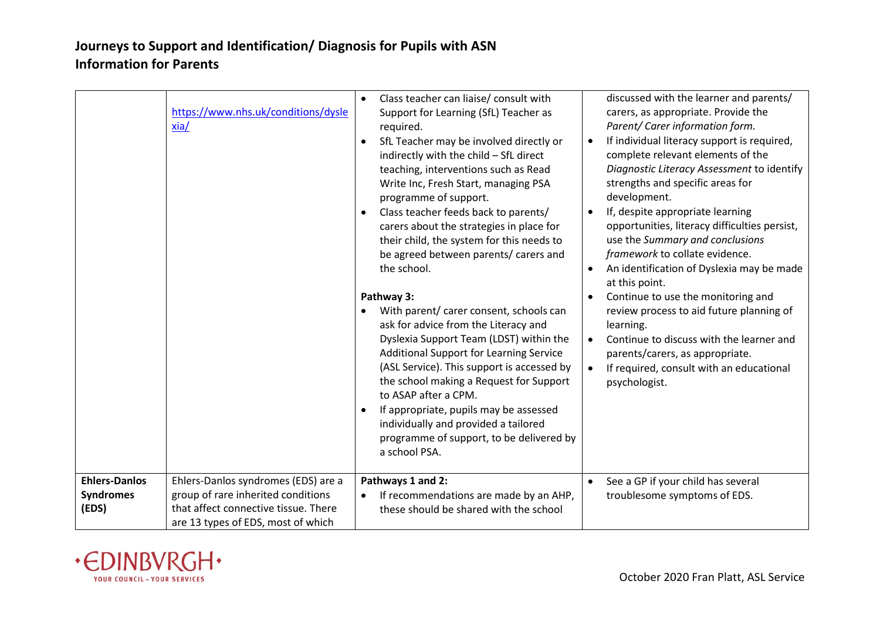| | | | |
|---|---|---|---|
| | https://www.nhs.uk/conditions/dyslexia/ | <ul><li>Class teacher can liaise/ consult with Support for Learning (SfL) Teacher as required.</li><li>SfL Teacher may be involved directly or indirectly with the child – SfL direct teaching, interventions such as Read Write Inc, Fresh Start, managing PSA programme of support.</li><li>Class teacher feeds back to parents/ carers about the strategies in place for their child, the system for this needs to be agreed between parents/ carers and the school.</li></ul> **Pathway 3:** <ul><li>With parent/ carer consent, schools can ask for advice from the Literacy and Dyslexia Support Team (LDST) within the Additional Support for Learning Service (ASL Service). This support is accessed by the school making a Request for Support to ASAP after a CPM.</li><li>If appropriate, pupils may be assessed individually and provided a tailored programme of support, to be delivered by a school PSA.</li></ul> | discussed with the learner and parents/ carers, as appropriate. Provide the *Parent/ Carer information form.* <ul><li>If individual literacy support is required, complete relevant elements of the *Diagnostic Literacy Assessment* to identify strengths and specific areas for development.</li><li>If, despite appropriate learning opportunities, literacy difficulties persist, use the *Summary and conclusions framework* to collate evidence.</li><li>An identification of Dyslexia may be made at this point.</li><li>Continue to use the monitoring and review process to aid future planning of learning.</li><li>Continue to discuss with the learner and parents/carers, as appropriate.</li><li>If required, consult with an educational psychologist.</li></ul> |
| **Ehlers-Danlos Syndromes (EDS)** | Ehlers-Danlos syndromes (EDS) are a group of rare inherited conditions that affect connective tissue. There are 13 types of EDS, most of which | **Pathways 1 and 2:** <ul><li>If recommendations are made by an AHP, these should be shared with the school</li></ul> | <ul><li>See a GP if your child has several troublesome symptoms of EDS.</li></ul> |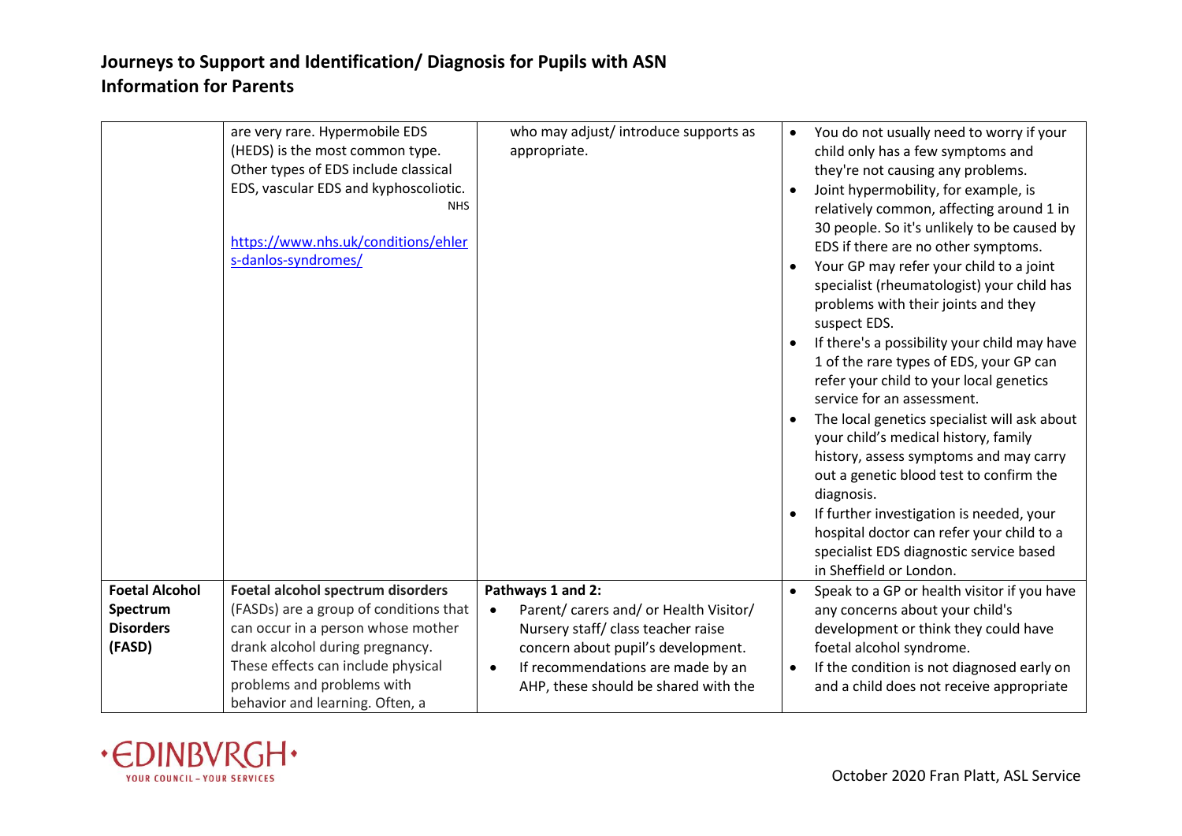| | | | |
|---|---|---|---|
| | are very rare. Hypermobile EDS (HEDS) is the most common type. Other types of EDS include classical EDS, vascular EDS and kyphoscoliotic. NHS<br><br>https://www.nhs.uk/conditions/ehlers-danlos-syndromes/ | who may adjust/ introduce supports as appropriate. | • You do not usually need to worry if your child only has a few symptoms and they're not causing any problems.<br>• Joint hypermobility, for example, is relatively common, affecting around 1 in 30 people. So it's unlikely to be caused by EDS if there are no other symptoms.<br>• Your GP may refer your child to a joint specialist (rheumatologist) your child has problems with their joints and they suspect EDS.<br>• If there's a possibility your child may have 1 of the rare types of EDS, your GP can refer your child to your local genetics service for an assessment.<br>• The local genetics specialist will ask about your child's medical history, family history, assess symptoms and may carry out a genetic blood test to confirm the diagnosis.<br>• If further investigation is needed, your hospital doctor can refer your child to a specialist EDS diagnostic service based in Sheffield or London. |
| **Foetal Alcohol Spectrum Disorders (FASD)** | **Foetal alcohol spectrum disorders** (FASDs) are a group of conditions that can occur in a person whose mother drank alcohol during pregnancy. These effects can include physical problems and problems with behavior and learning. Often, a | **Pathways 1 and 2:**<br>• Parent/ carers and/ or Health Visitor/ Nursery staff/ class teacher raise concern about pupil's development.<br>• If recommendations are made by an AHP, these should be shared with the | • Speak to a GP or health visitor if you have any concerns about your child's development or think they could have foetal alcohol syndrome.<br>• If the condition is not diagnosed early on and a child does not receive appropriate |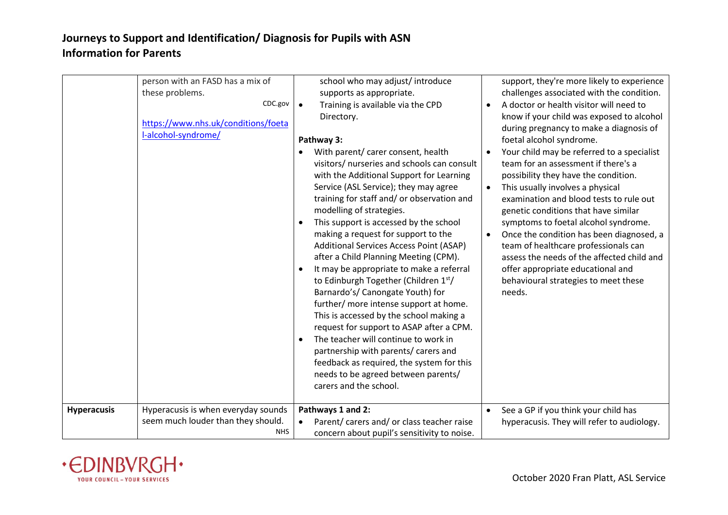# Journeys to Support and Identification/ Diagnosis for Pupils with ASN
## Information for Parents

| | | | |
|---|---|---|---|
| | person with an FASD has a mix of these problems.<br>CDC.gov<br>[https://www.nhs.uk/conditions/foetal-alcohol-syndrome/](https://www.nhs.uk/conditions/foetal-alcohol-syndrome/) | school who may adjust/ introduce supports as appropriate.<br>• Training is available via the CPD Directory.<br><br>**Pathway 3:**<br>• With parent/ carer consent, health visitors/ nurseries and schools can consult with the Additional Support for Learning Service (ASL Service); they may agree training for staff and/ or observation and modelling of strategies.<br>• This support is accessed by the school making a request for support to the Additional Services Access Point (ASAP) after a Child Planning Meeting (CPM).<br>• It may be appropriate to make a referral to Edinburgh Together (Children 1st/ Barnardo's/ Canongate Youth) for further/ more intense support at home. This is accessed by the school making a request for support to ASAP after a CPM.<br>• The teacher will continue to work in partnership with parents/ carers and feedback as required, the system for this needs to be agreed between parents/ carers and the school. | support, they're more likely to experience challenges associated with the condition.<br>• A doctor or health visitor will need to know if your child was exposed to alcohol during pregnancy to make a diagnosis of foetal alcohol syndrome.<br>• Your child may be referred to a specialist team for an assessment if there's a possibility they have the condition.<br>• This usually involves a physical examination and blood tests to rule out genetic conditions that have similar symptoms to foetal alcohol syndrome.<br>• Once the condition has been diagnosed, a team of healthcare professionals can assess the needs of the affected child and offer appropriate educational and behavioural strategies to meet these needs. |
| **Hyperacusis** | Hyperacusis is when everyday sounds seem much louder than they should.<br>NHS | **Pathways 1 and 2:**<br>• Parent/ carers and/ or class teacher raise concern about pupil's sensitivity to noise. | • See a GP if you think your child has hyperacusis. They will refer to audiology. |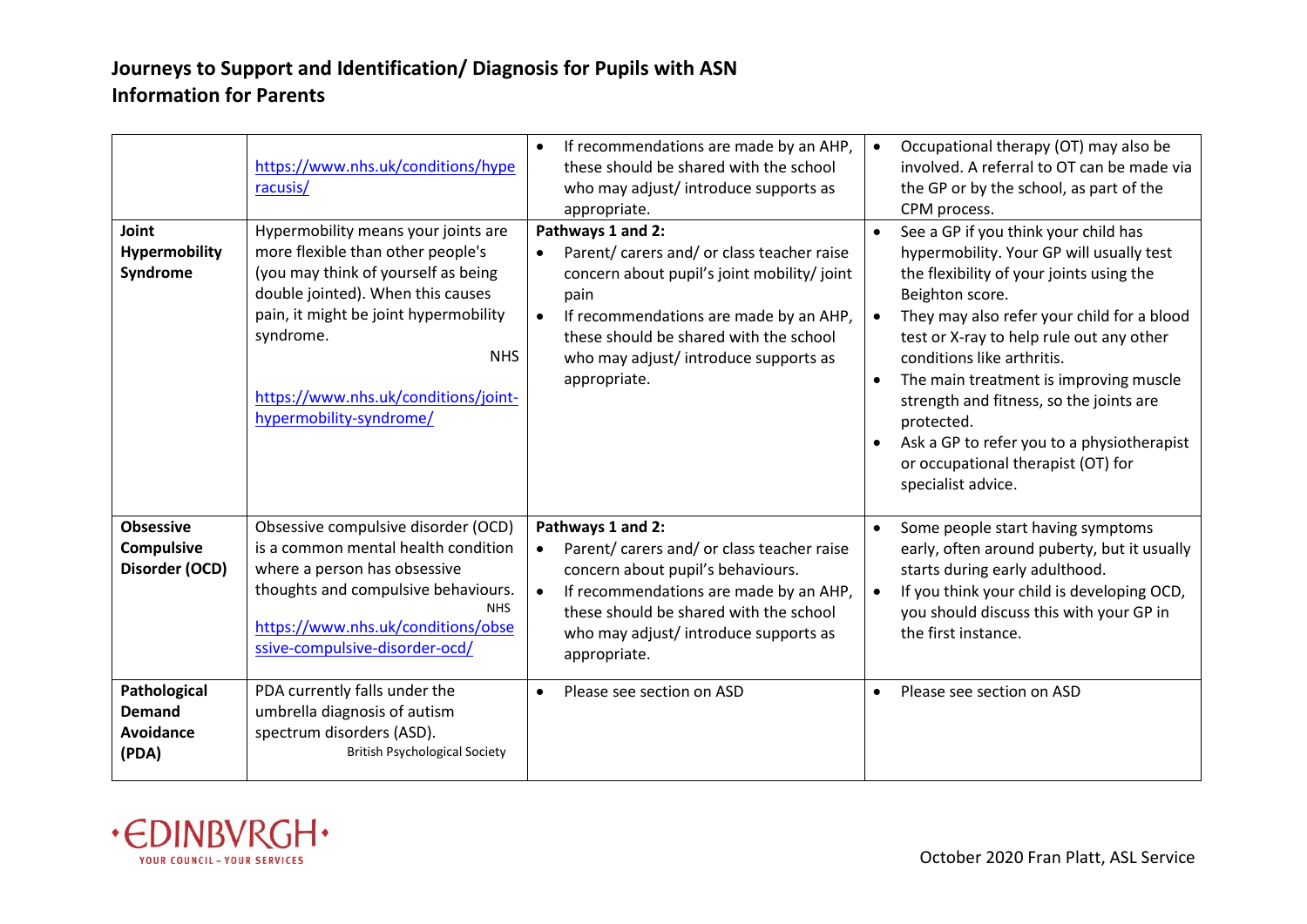**Journeys to Support and Identification/ Diagnosis for Pupils with ASN**
**Information for Parents**

| | | | |
|---|---|---|---|
| | https://www.nhs.uk/conditions/hyperacusis/ | • If recommendations are made by an AHP, these should be shared with the school who may adjust/ introduce supports as appropriate. | • Occupational therapy (OT) may also be involved. A referral to OT can be made via the GP or by the school, as part of the CPM process. |
| **Joint Hypermobility Syndrome** | Hypermobility means your joints are more flexible than other people's (you may think of yourself as being double jointed). When this causes pain, it might be joint hypermobility syndrome.<br>NHS<br>https://www.nhs.uk/conditions/joint-hypermobility-syndrome/ | **Pathways 1 and 2:**<br>• Parent/ carers and/ or class teacher raise concern about pupil's joint mobility/ joint pain<br>• If recommendations are made by an AHP, these should be shared with the school who may adjust/ introduce supports as appropriate. | • See a GP if you think your child has hypermobility. Your GP will usually test the flexibility of your joints using the Beighton score.<br>• They may also refer your child for a blood test or X-ray to help rule out any other conditions like arthritis.<br>• The main treatment is improving muscle strength and fitness, so the joints are protected.<br>• Ask a GP to refer you to a physiotherapist or occupational therapist (OT) for specialist advice. |
| **Obsessive Compulsive Disorder (OCD)** | Obsessive compulsive disorder (OCD) is a common mental health condition where a person has obsessive thoughts and compulsive behaviours.<br>NHS<br>https://www.nhs.uk/conditions/obsessive-compulsive-disorder-ocd/ | **Pathways 1 and 2:**<br>• Parent/ carers and/ or class teacher raise concern about pupil's behaviours.<br>• If recommendations are made by an AHP, these should be shared with the school who may adjust/ introduce supports as appropriate. | • Some people start having symptoms early, often around puberty, but it usually starts during early adulthood.<br>• If you think your child is developing OCD, you should discuss this with your GP in the first instance. |
| **Pathological Demand Avoidance (PDA)** | PDA currently falls under the umbrella diagnosis of autism spectrum disorders (ASD).<br>British Psychological Society | • Please see section on ASD | • Please see section on ASD |

October 2020 Fran Platt, ASL Service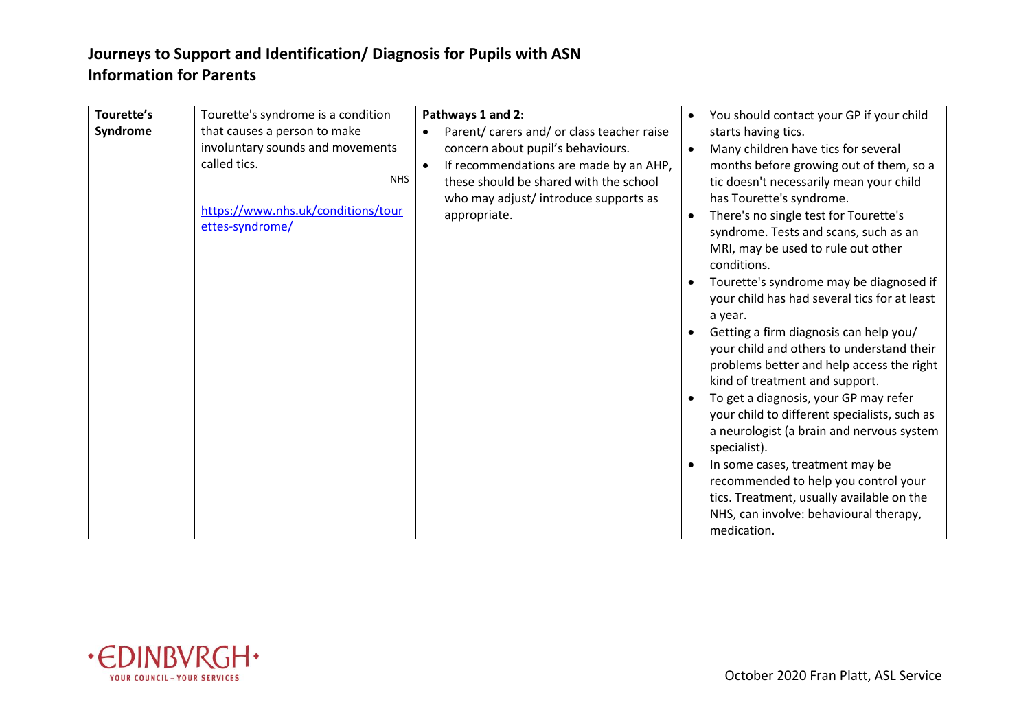# Journeys to Support and Identification/ Diagnosis for Pupils with ASN
## Information for Parents

| | | | |
|---|---|---|---|
| **Tourette's Syndrome** | Tourette's syndrome is a condition that causes a person to make involuntary sounds and movements called tics.<br>NHS<br><br>https://www.nhs.uk/conditions/tourettes-syndrome/ | **Pathways 1 and 2:**<br>• Parent/ carers and/ or class teacher raise concern about pupil's behaviours.<br>• If recommendations are made by an AHP, these should be shared with the school who may adjust/ introduce supports as appropriate. | • You should contact your GP if your child starts having tics.<br>• Many children have tics for several months before growing out of them, so a tic doesn't necessarily mean your child has Tourette's syndrome.<br>• There's no single test for Tourette's syndrome. Tests and scans, such as an MRI, may be used to rule out other conditions.<br>• Tourette's syndrome may be diagnosed if your child has had several tics for at least a year.<br>• Getting a firm diagnosis can help you/ your child and others to understand their problems better and help access the right kind of treatment and support.<br>• To get a diagnosis, your GP may refer your child to different specialists, such as a neurologist (a brain and nervous system specialist).<br>• In some cases, treatment may be recommended to help you control your tics. Treatment, usually available on the NHS, can involve: behavioural therapy, medication. |

October 2020 Fran Platt, ASL Service